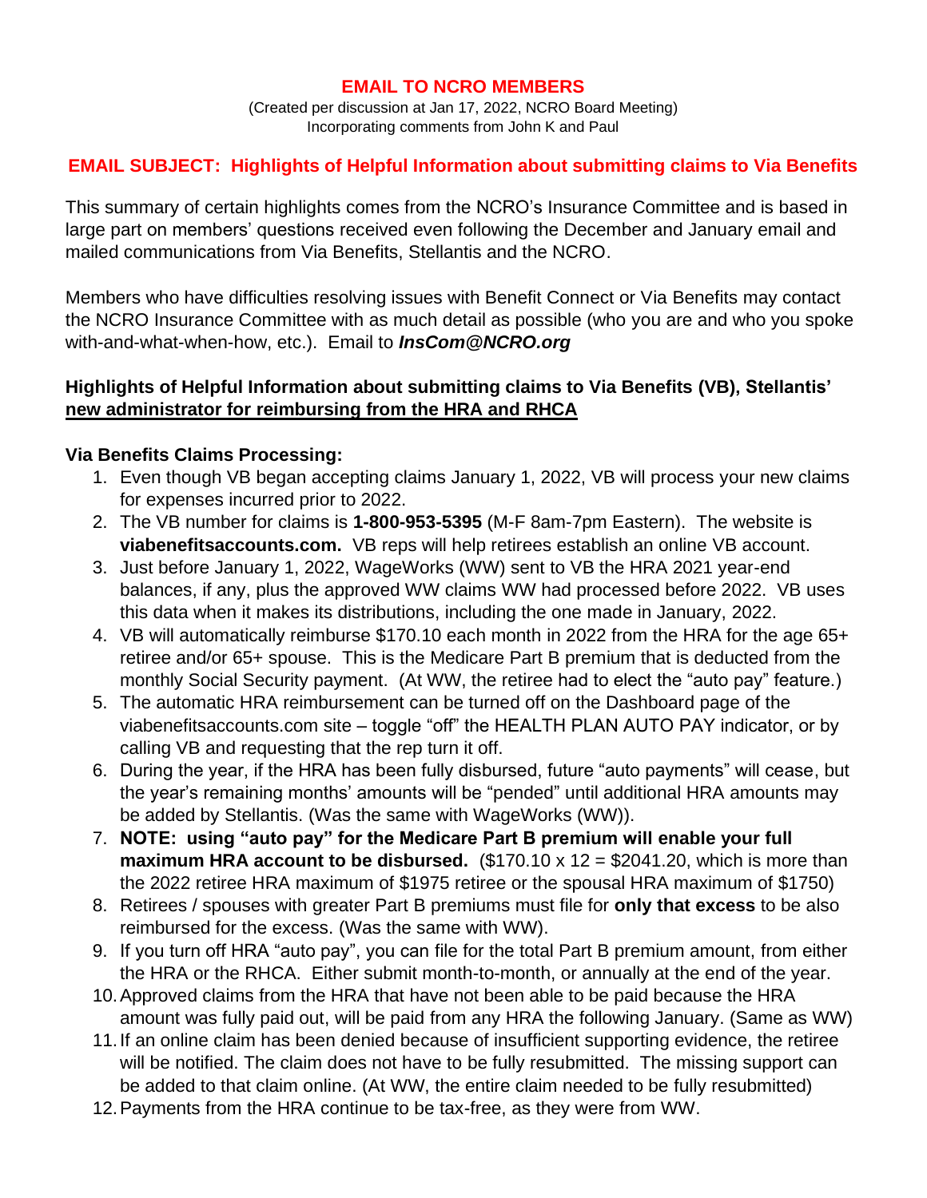# EMAIL TO NCRO MEMBERS

(Created per discussion at Jan 17, 2022, NCRO Board Meeting)
Incorporating comments from John K and Paul

## EMAIL SUBJECT: Highlights of Helpful Information about submitting claims to Via Benefits

This summary of certain highlights comes from the NCRO's Insurance Committee and is based in large part on members' questions received even following the December and January email and mailed communications from Via Benefits, Stellantis and the NCRO.

Members who have difficulties resolving issues with Benefit Connect or Via Benefits may contact the NCRO Insurance Committee with as much detail as possible (who you are and who you spoke with-and-what-when-how, etc.). Email to ***InsCom@NCRO.org***

**Highlights of Helpful Information about submitting claims to Via Benefits (VB), Stellantis' new administrator for reimbursing from the HRA and RHCA**

**Via Benefits Claims Processing:**

1. Even though VB began accepting claims January 1, 2022, VB will process your new claims for expenses incurred prior to 2022.
2. The VB number for claims is **1-800-953-5395** (M-F 8am-7pm Eastern). The website is **viabenefitsaccounts.com.** VB reps will help retirees establish an online VB account.
3. Just before January 1, 2022, WageWorks (WW) sent to VB the HRA 2021 year-end balances, if any, plus the approved WW claims WW had processed before 2022. VB uses this data when it makes its distributions, including the one made in January, 2022.
4. VB will automatically reimburse $170.10 each month in 2022 from the HRA for the age 65+ retiree and/or 65+ spouse. This is the Medicare Part B premium that is deducted from the monthly Social Security payment. (At WW, the retiree had to elect the "auto pay" feature.)
5. The automatic HRA reimbursement can be turned off on the Dashboard page of the viabenefitsaccounts.com site – toggle "off" the HEALTH PLAN AUTO PAY indicator, or by calling VB and requesting that the rep turn it off.
6. During the year, if the HRA has been fully disbursed, future "auto payments" will cease, but the year's remaining months' amounts will be "pended" until additional HRA amounts may be added by Stellantis. (Was the same with WageWorks (WW)).
7. **NOTE: using "auto pay" for the Medicare Part B premium will enable your full maximum HRA account to be disbursed.** ($170.10 x 12 = $2041.20, which is more than the 2022 retiree HRA maximum of $1975 retiree or the spousal HRA maximum of $1750)
8. Retirees / spouses with greater Part B premiums must file for **only that excess** to be also reimbursed for the excess. (Was the same with WW).
9. If you turn off HRA "auto pay", you can file for the total Part B premium amount, from either the HRA or the RHCA. Either submit month-to-month, or annually at the end of the year.
10. Approved claims from the HRA that have not been able to be paid because the HRA amount was fully paid out, will be paid from any HRA the following January. (Same as WW)
11. If an online claim has been denied because of insufficient supporting evidence, the retiree will be notified. The claim does not have to be fully resubmitted. The missing support can be added to that claim online. (At WW, the entire claim needed to be fully resubmitted)
12. Payments from the HRA continue to be tax-free, as they were from WW.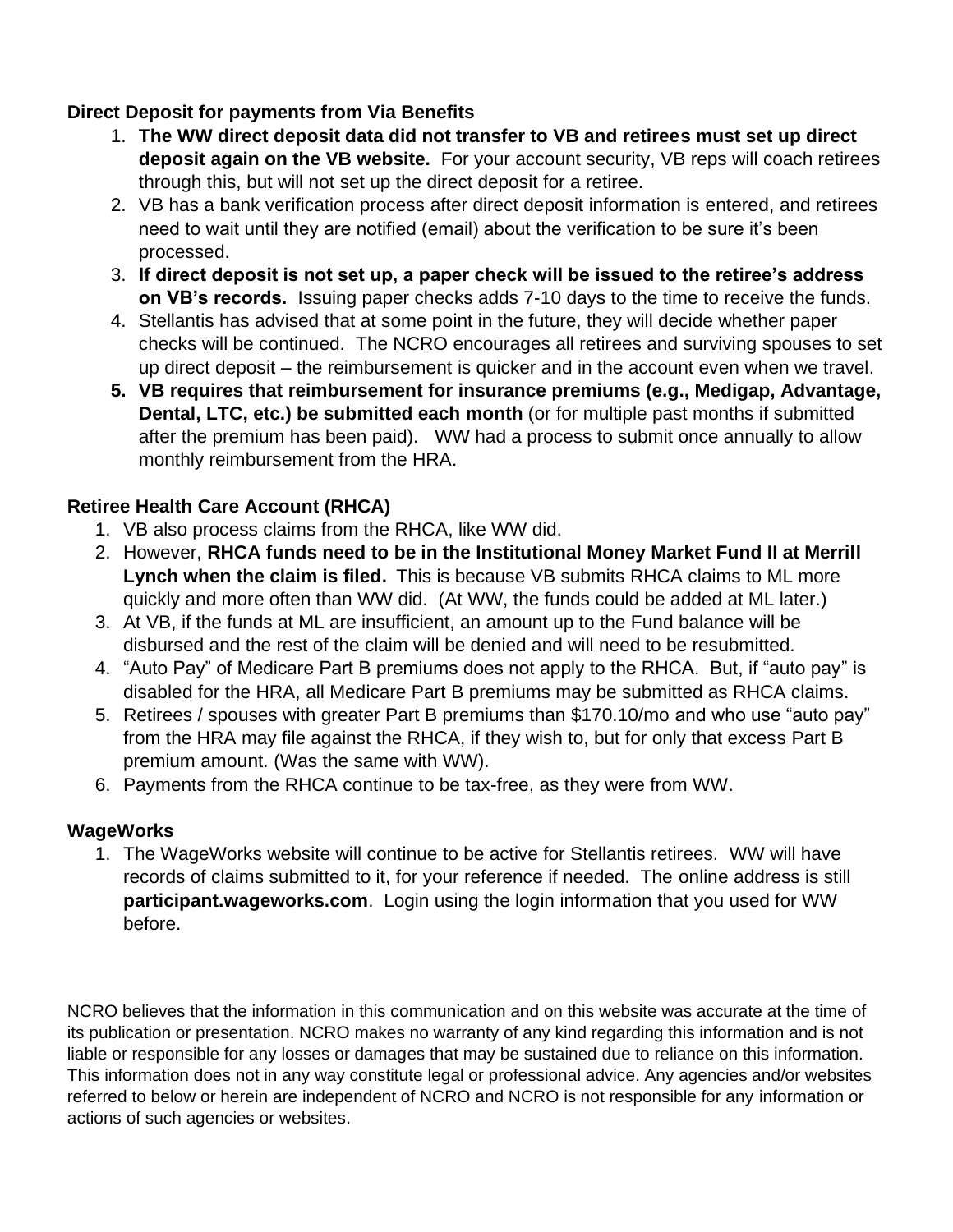**Direct Deposit for payments from Via Benefits**

1. **The WW direct deposit data did not transfer to VB and retirees must set up direct deposit again on the VB website.** For your account security, VB reps will coach retirees through this, but will not set up the direct deposit for a retiree.
2. VB has a bank verification process after direct deposit information is entered, and retirees need to wait until they are notified (email) about the verification to be sure it's been processed.
3. **If direct deposit is not set up, a paper check will be issued to the retiree's address on VB's records.** Issuing paper checks adds 7-10 days to the time to receive the funds.
4. Stellantis has advised that at some point in the future, they will decide whether paper checks will be continued. The NCRO encourages all retirees and surviving spouses to set up direct deposit – the reimbursement is quicker and in the account even when we travel.
5. **VB requires that reimbursement for insurance premiums (e.g., Medigap, Advantage, Dental, LTC, etc.) be submitted each month** (or for multiple past months if submitted after the premium has been paid). WW had a process to submit once annually to allow monthly reimbursement from the HRA.

**Retiree Health Care Account (RHCA)**

1. VB also process claims from the RHCA, like WW did.
2. However, **RHCA funds need to be in the Institutional Money Market Fund II at Merrill Lynch when the claim is filed.** This is because VB submits RHCA claims to ML more quickly and more often than WW did. (At WW, the funds could be added at ML later.)
3. At VB, if the funds at ML are insufficient, an amount up to the Fund balance will be disbursed and the rest of the claim will be denied and will need to be resubmitted.
4. "Auto Pay" of Medicare Part B premiums does not apply to the RHCA. But, if "auto pay" is disabled for the HRA, all Medicare Part B premiums may be submitted as RHCA claims.
5. Retirees / spouses with greater Part B premiums than $170.10/mo and who use "auto pay" from the HRA may file against the RHCA, if they wish to, but for only that excess Part B premium amount. (Was the same with WW).
6. Payments from the RHCA continue to be tax-free, as they were from WW.

**WageWorks**

1. The WageWorks website will continue to be active for Stellantis retirees. WW will have records of claims submitted to it, for your reference if needed. The online address is still **participant.wageworks.com**. Login using the login information that you used for WW before.

NCRO believes that the information in this communication and on this website was accurate at the time of its publication or presentation. NCRO makes no warranty of any kind regarding this information and is not liable or responsible for any losses or damages that may be sustained due to reliance on this information. This information does not in any way constitute legal or professional advice. Any agencies and/or websites referred to below or herein are independent of NCRO and NCRO is not responsible for any information or actions of such agencies or websites.